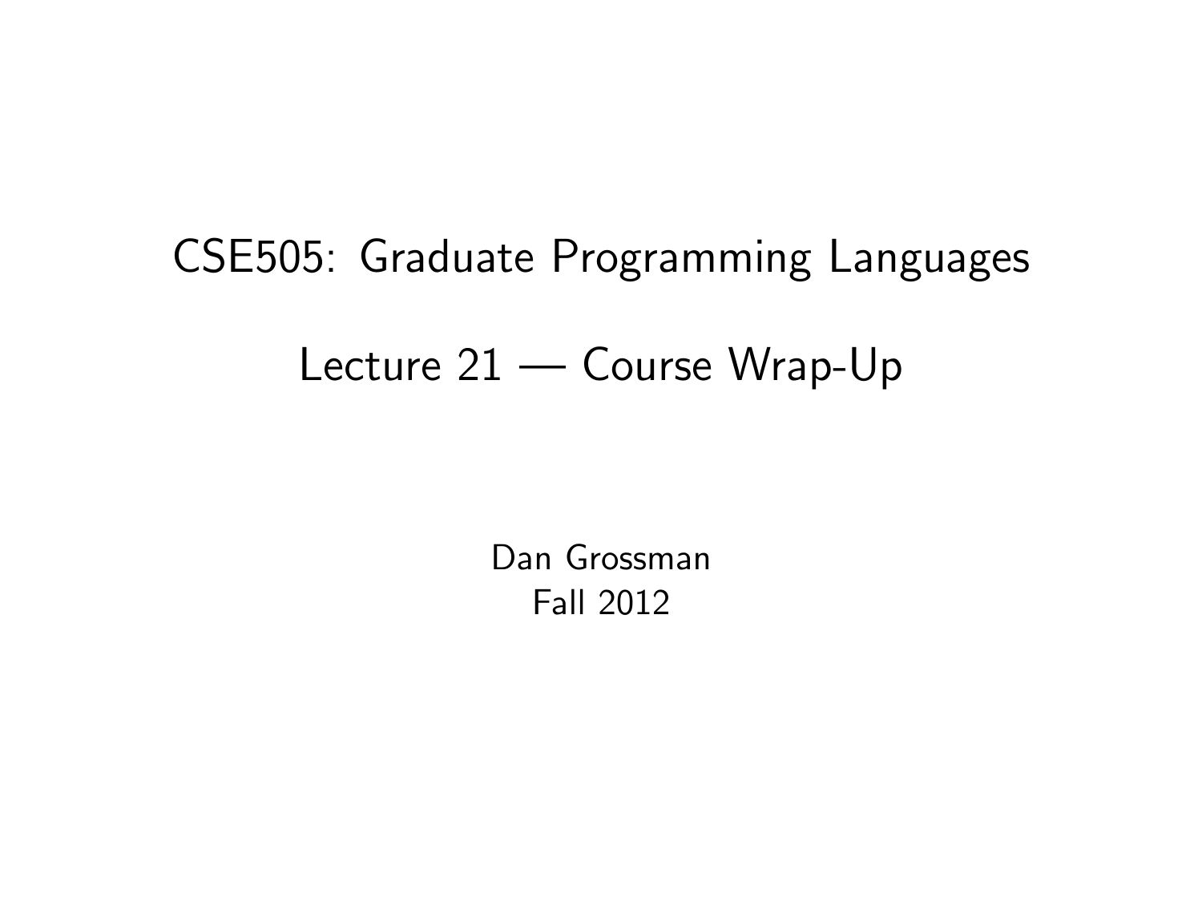# CSE505: Graduate Programming Languages

## Lecture 21 — Course Wrap-Up

Dan Grossman
Fall 2012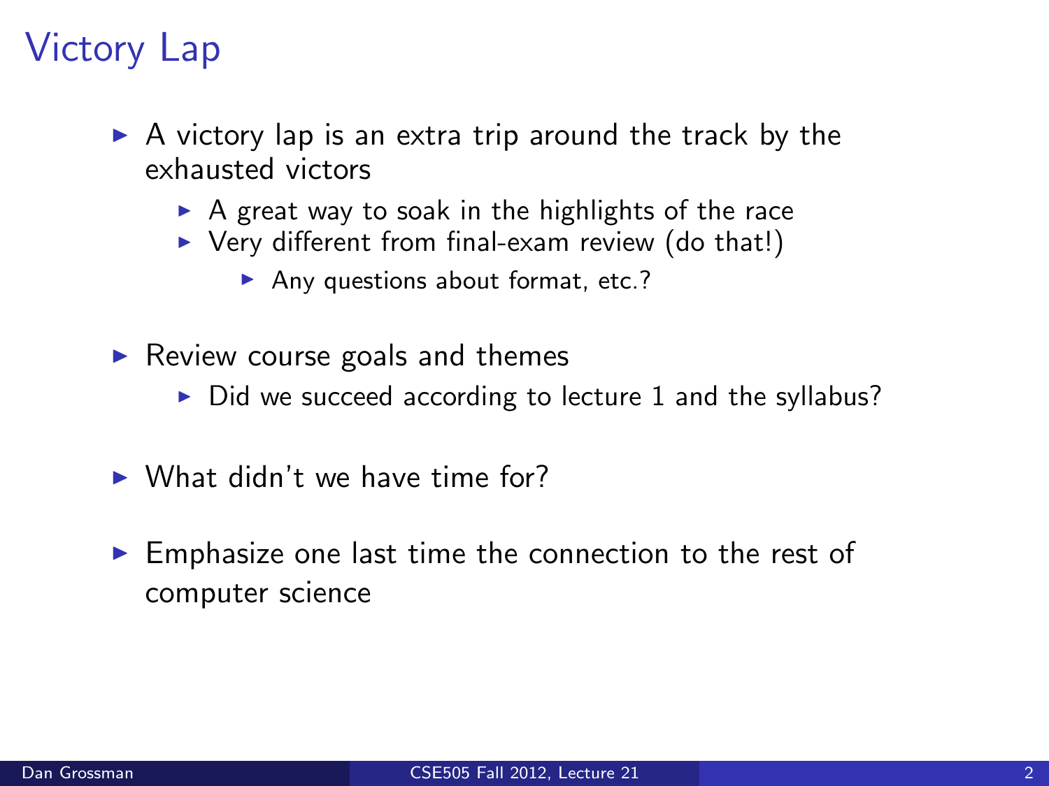# Victory Lap

- A victory lap is an extra trip around the track by the exhausted victors
  - A great way to soak in the highlights of the race
  - Very different from final-exam review (do that!)
    - Any questions about format, etc.?
- Review course goals and themes
  - Did we succeed according to lecture 1 and the syllabus?
- What didn't we have time for?
- Emphasize one last time the connection to the rest of computer science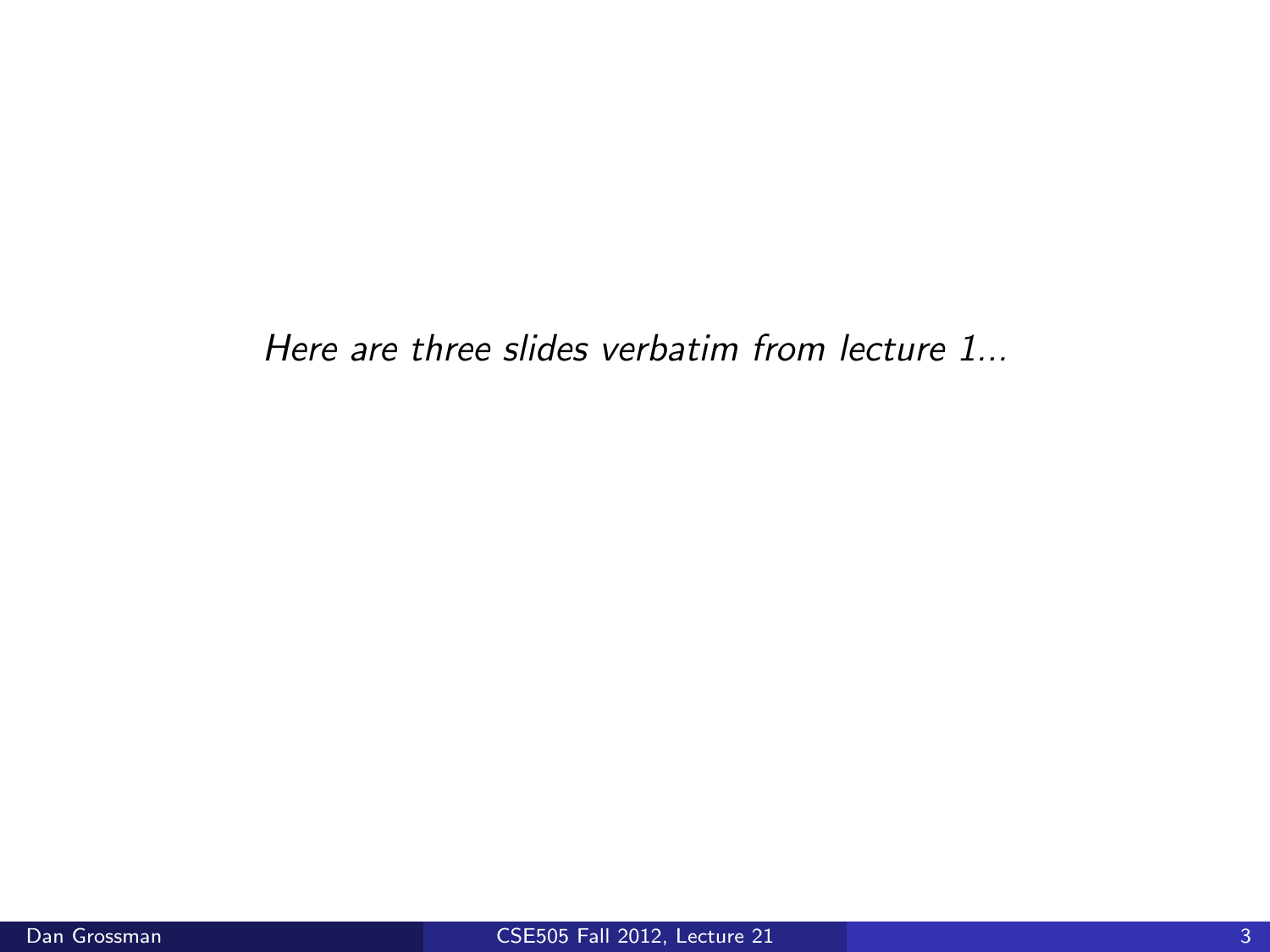*Here are three slides verbatim from lecture 1...*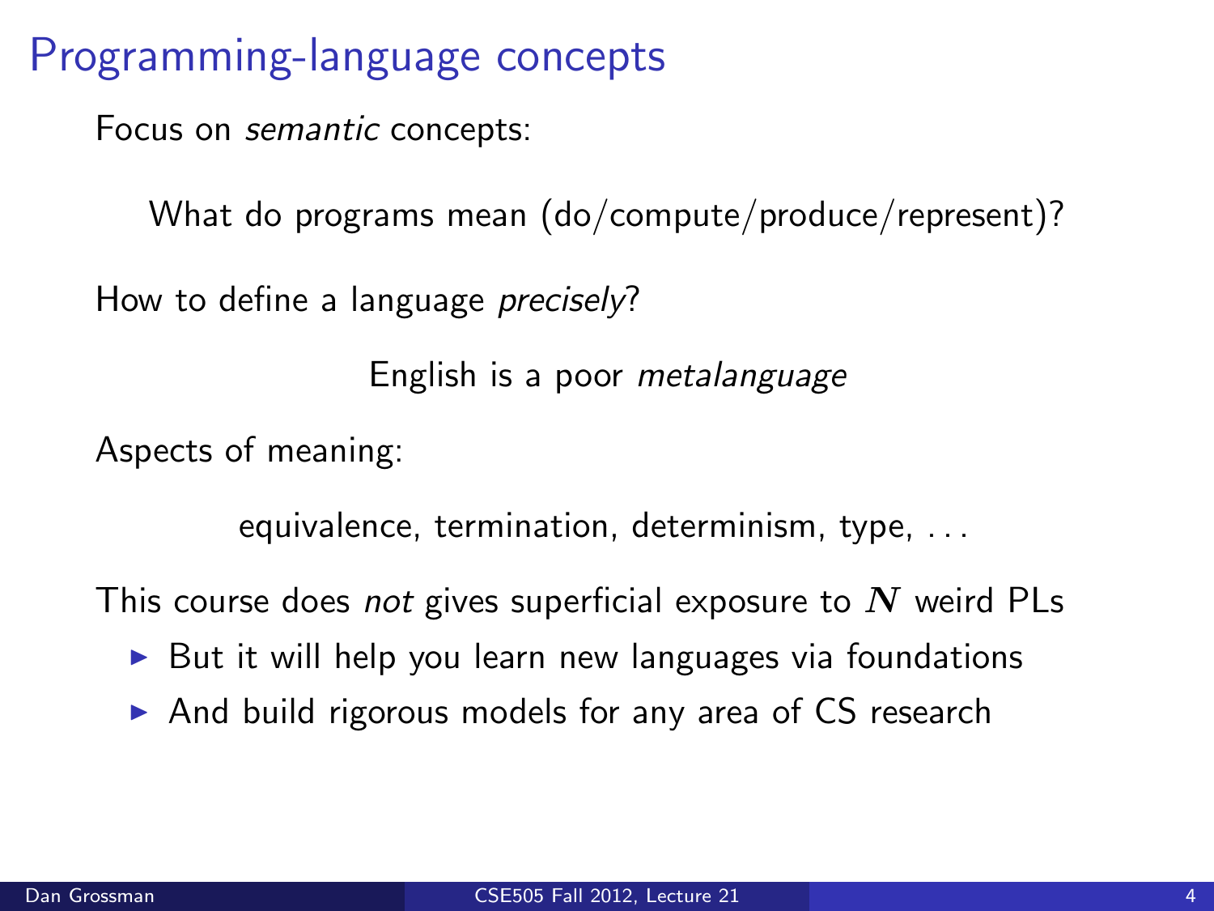# Programming-language concepts

Focus on *semantic* concepts:

What do programs mean (do/compute/produce/represent)?

How to define a language *precisely*?

English is a poor *metalanguage*

Aspects of meaning:

equivalence, termination, determinism, type, . . .

This course does *not* gives superficial exposure to $N$ weird PLs

- But it will help you learn new languages via foundations
- And build rigorous models for any area of CS research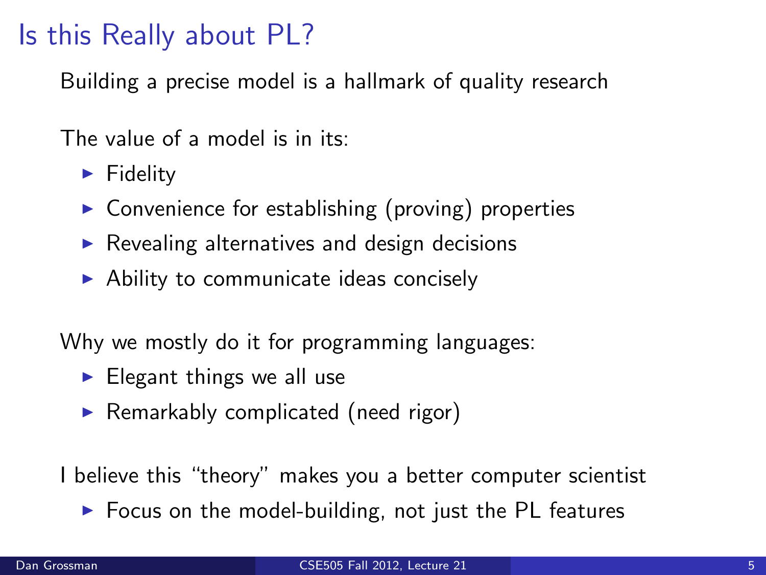# Is this Really about PL?

Building a precise model is a hallmark of quality research

The value of a model is in its:

- Fidelity
- Convenience for establishing (proving) properties
- Revealing alternatives and design decisions
- Ability to communicate ideas concisely

Why we mostly do it for programming languages:

- Elegant things we all use
- Remarkably complicated (need rigor)

I believe this "theory" makes you a better computer scientist

- Focus on the model-building, not just the PL features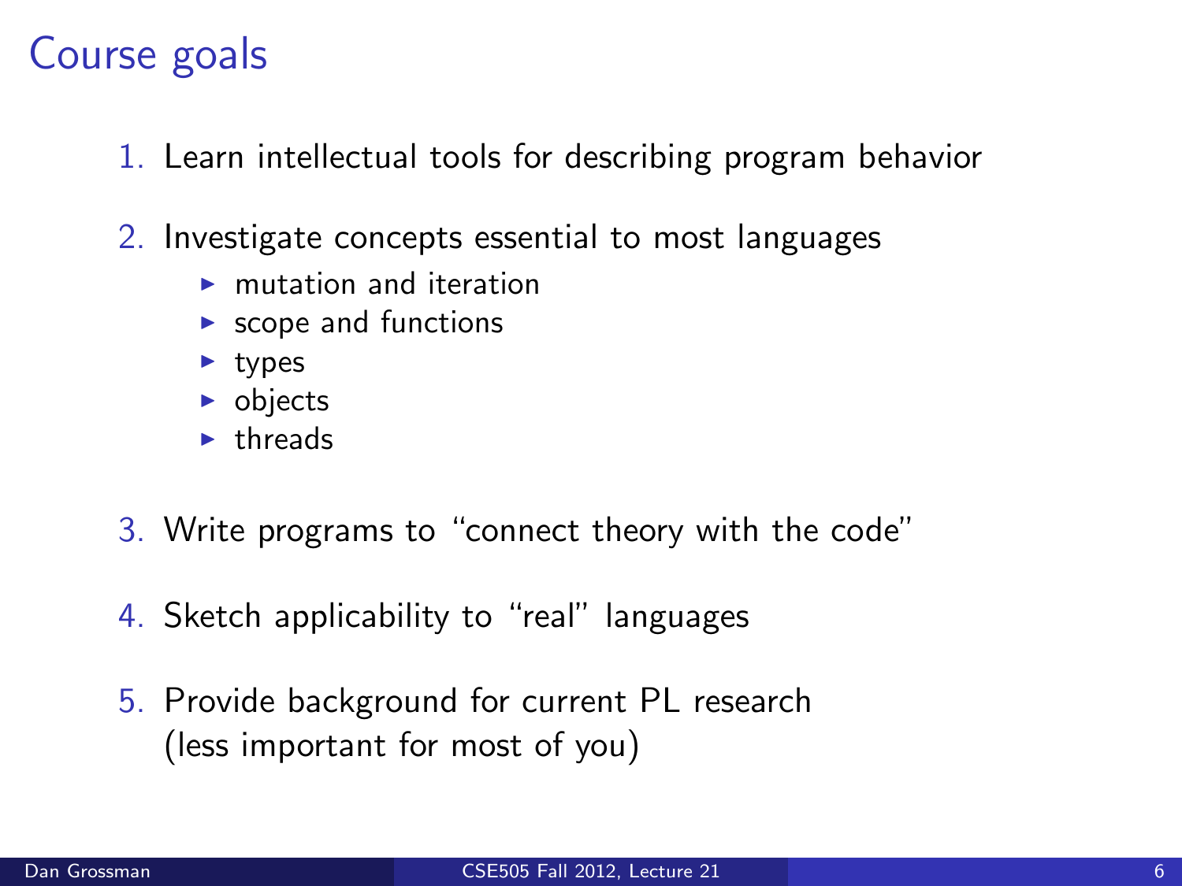# Course goals

1. Learn intellectual tools for describing program behavior
2. Investigate concepts essential to most languages
   - mutation and iteration
   - scope and functions
   - types
   - objects
   - threads
3. Write programs to "connect theory with the code"
4. Sketch applicability to "real" languages
5. Provide background for current PL research
   (less important for most of you)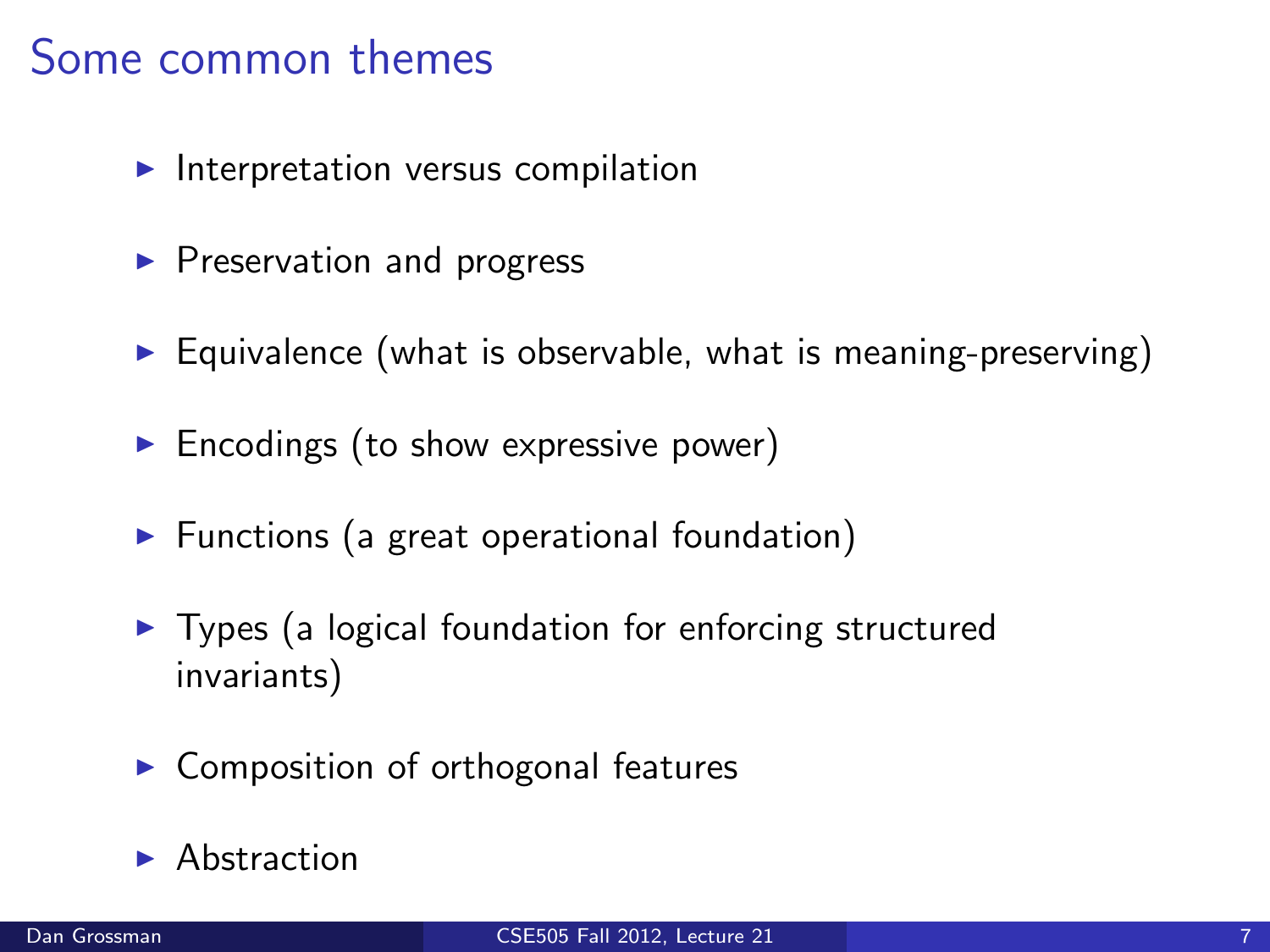# Some common themes

- Interpretation versus compilation
- Preservation and progress
- Equivalence (what is observable, what is meaning-preserving)
- Encodings (to show expressive power)
- Functions (a great operational foundation)
- Types (a logical foundation for enforcing structured invariants)
- Composition of orthogonal features
- Abstraction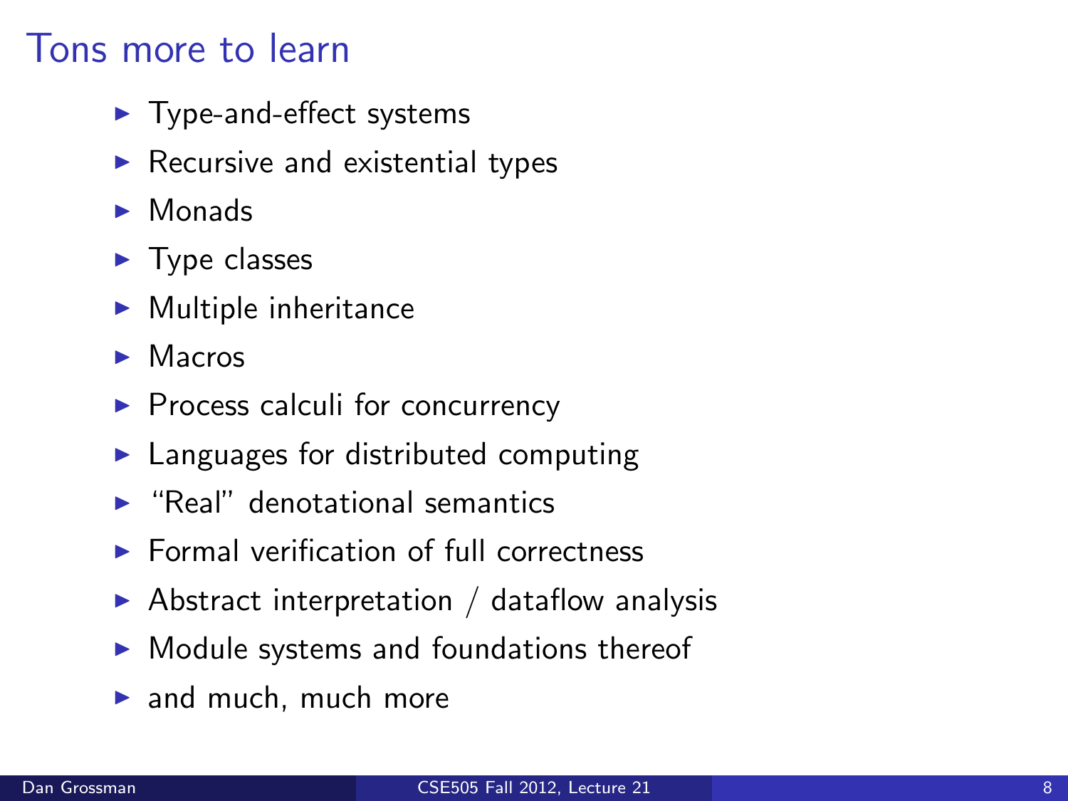# Tons more to learn

- Type-and-effect systems
- Recursive and existential types
- Monads
- Type classes
- Multiple inheritance
- Macros
- Process calculi for concurrency
- Languages for distributed computing
- "Real" denotational semantics
- Formal verification of full correctness
- Abstract interpretation / dataflow analysis
- Module systems and foundations thereof
- and much, much more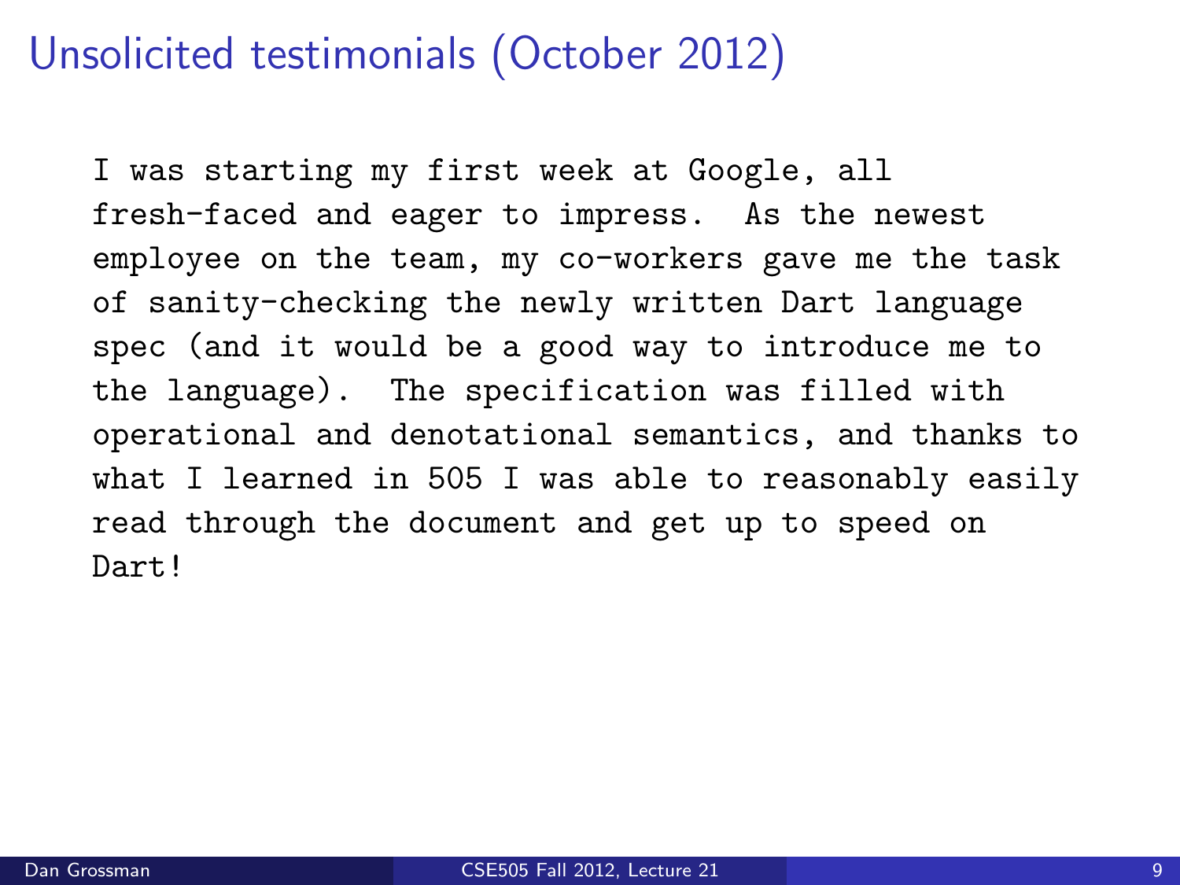# Unsolicited testimonials (October 2012)

```
I was starting my first week at Google, all
fresh-faced and eager to impress.  As the newest
employee on the team, my co-workers gave me the task
of sanity-checking the newly written Dart language
spec (and it would be a good way to introduce me to
the language).  The specification was filled with
operational and denotational semantics, and thanks to
what I learned in 505 I was able to reasonably easily
read through the document and get up to speed on
Dart!
```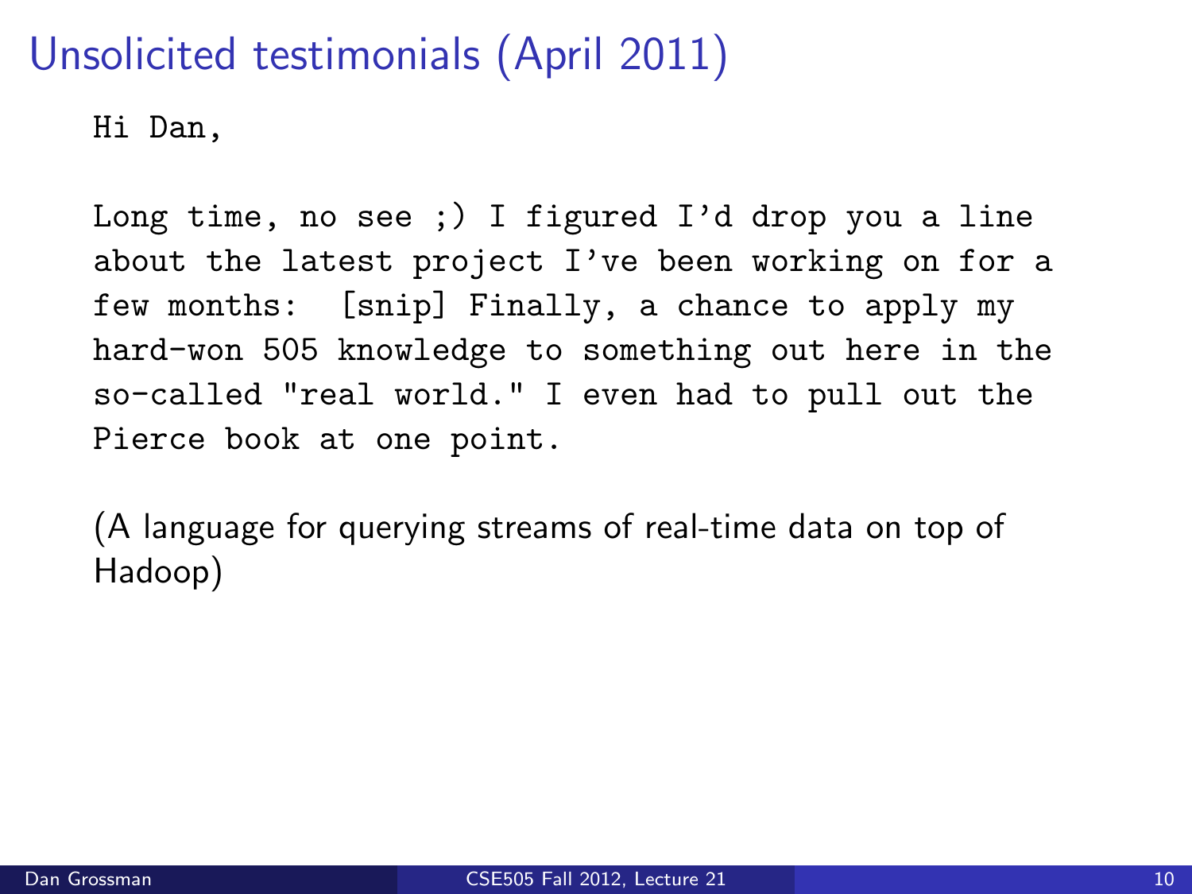# Unsolicited testimonials (April 2011)

```
Hi Dan,

Long time, no see ;) I figured I'd drop you a line
about the latest project I've been working on for a
few months:  [snip] Finally, a chance to apply my
hard-won 505 knowledge to something out here in the
so-called "real world." I even had to pull out the
Pierce book at one point.
```

(A language for querying streams of real-time data on top of Hadoop)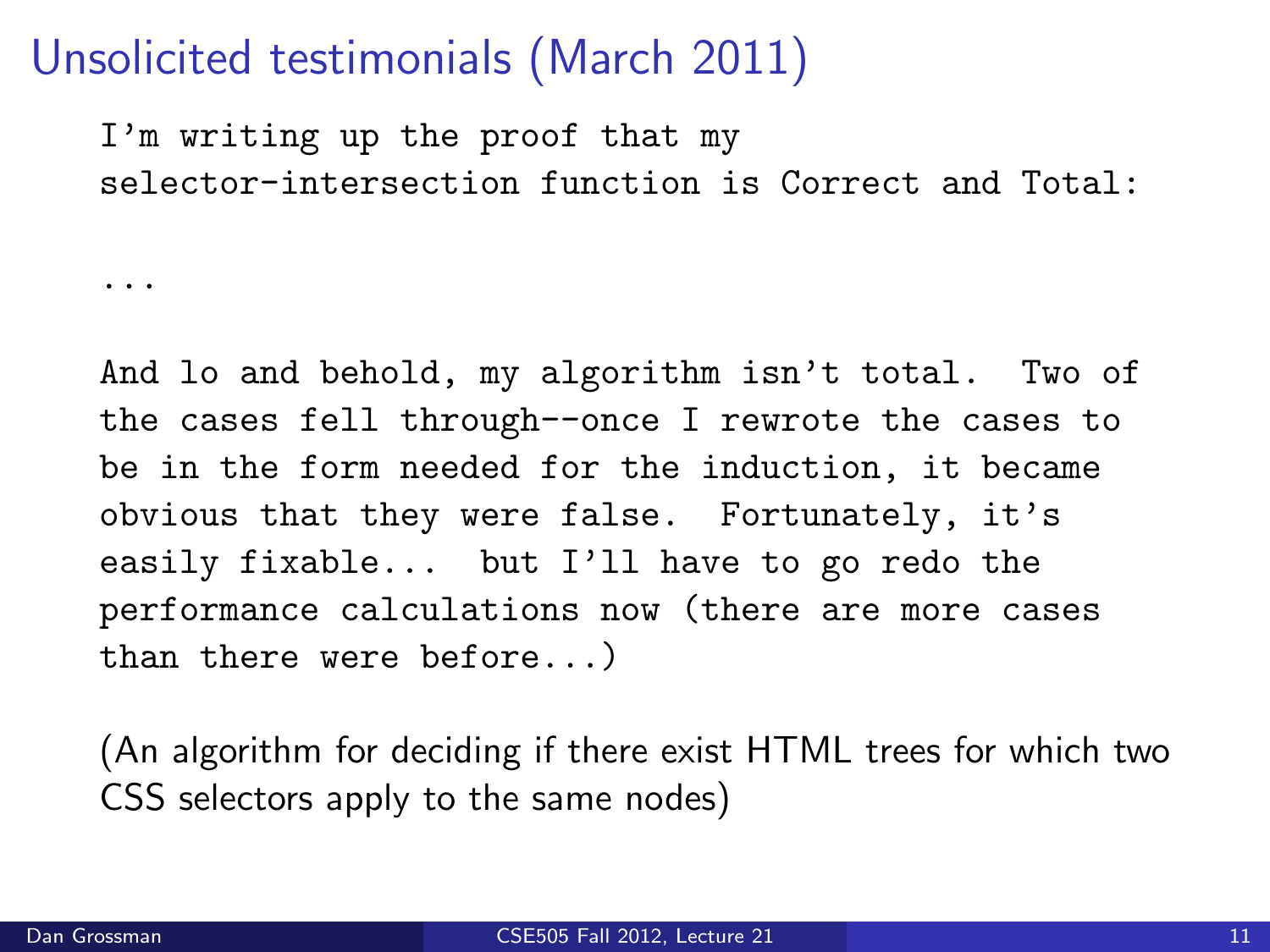# Unsolicited testimonials (March 2011)

```
I'm writing up the proof that my
selector-intersection function is Correct and Total:

...

And lo and behold, my algorithm isn't total.  Two of
the cases fell through--once I rewrote the cases to
be in the form needed for the induction, it became
obvious that they were false.  Fortunately, it's
easily fixable...  but I'll have to go redo the
performance calculations now (there are more cases
than there were before...)
```

(An algorithm for deciding if there exist HTML trees for which two CSS selectors apply to the same nodes)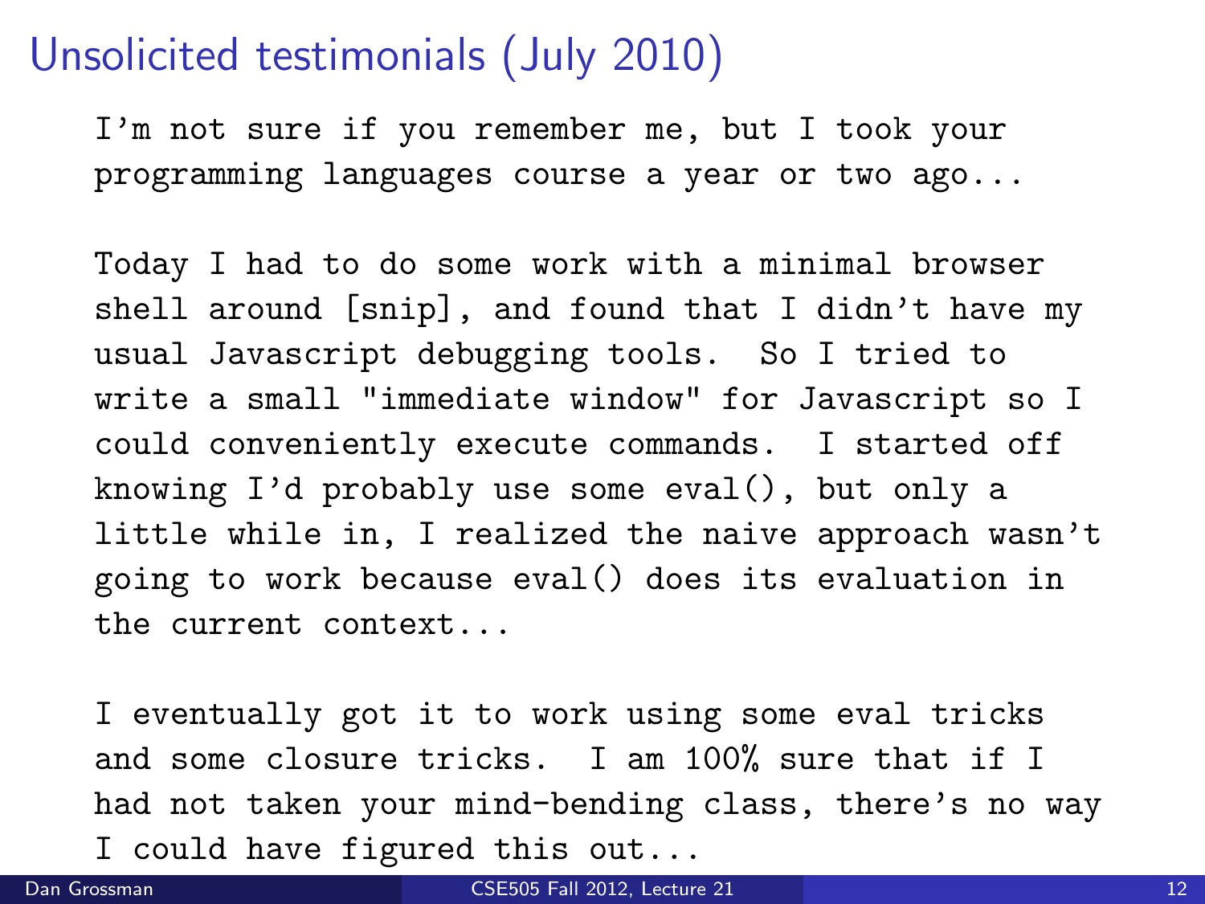# Unsolicited testimonials (July 2010)

```
I'm not sure if you remember me, but I took your
programming languages course a year or two ago...

Today I had to do some work with a minimal browser
shell around [snip], and found that I didn't have my
usual Javascript debugging tools.  So I tried to
write a small "immediate window" for Javascript so I
could conveniently execute commands.  I started off
knowing I'd probably use some eval(), but only a
little while in, I realized the naive approach wasn't
going to work because eval() does its evaluation in
the current context...

I eventually got it to work using some eval tricks
and some closure tricks.  I am 100% sure that if I
had not taken your mind-bending class, there's no way
I could have figured this out...
```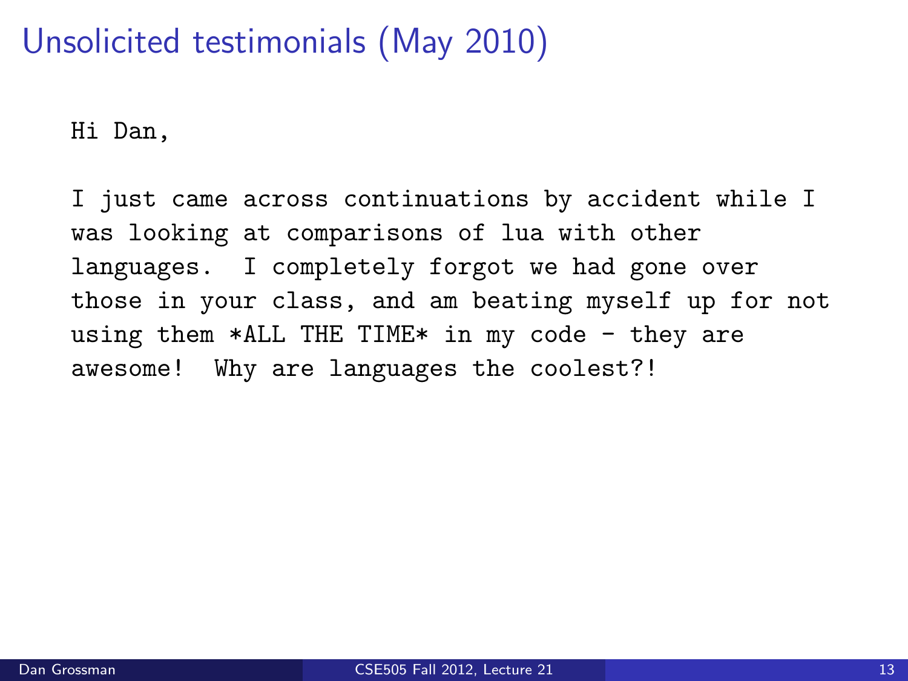# Unsolicited testimonials (May 2010)

```
Hi Dan,

I just came across continuations by accident while I
was looking at comparisons of lua with other
languages.  I completely forgot we had gone over
those in your class, and am beating myself up for not
using them *ALL THE TIME* in my code - they are
awesome!  Why are languages the coolest?!
```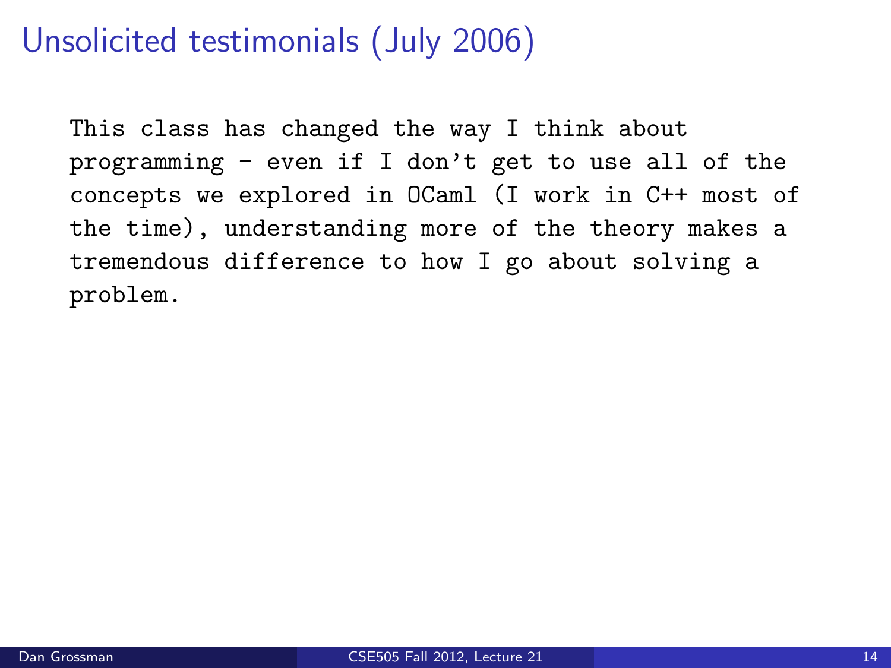# Unsolicited testimonials (July 2006)

```
This class has changed the way I think about
programming - even if I don't get to use all of the
concepts we explored in OCaml (I work in C++ most of
the time), understanding more of the theory makes a
tremendous difference to how I go about solving a
problem.
```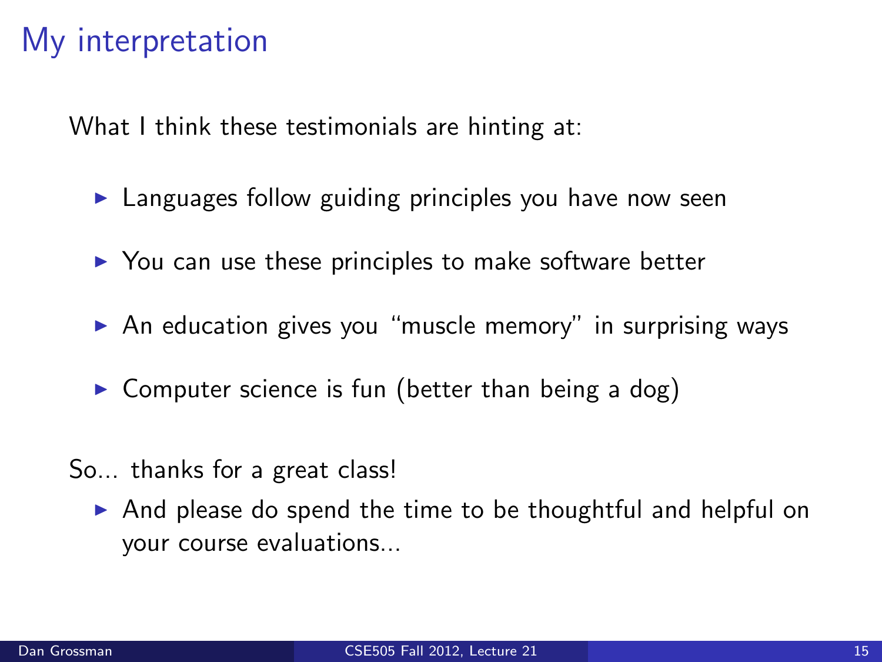# My interpretation

What I think these testimonials are hinting at:

- Languages follow guiding principles you have now seen
- You can use these principles to make software better
- An education gives you "muscle memory" in surprising ways
- Computer science is fun (better than being a dog)

So... thanks for a great class!

- And please do spend the time to be thoughtful and helpful on your course evaluations...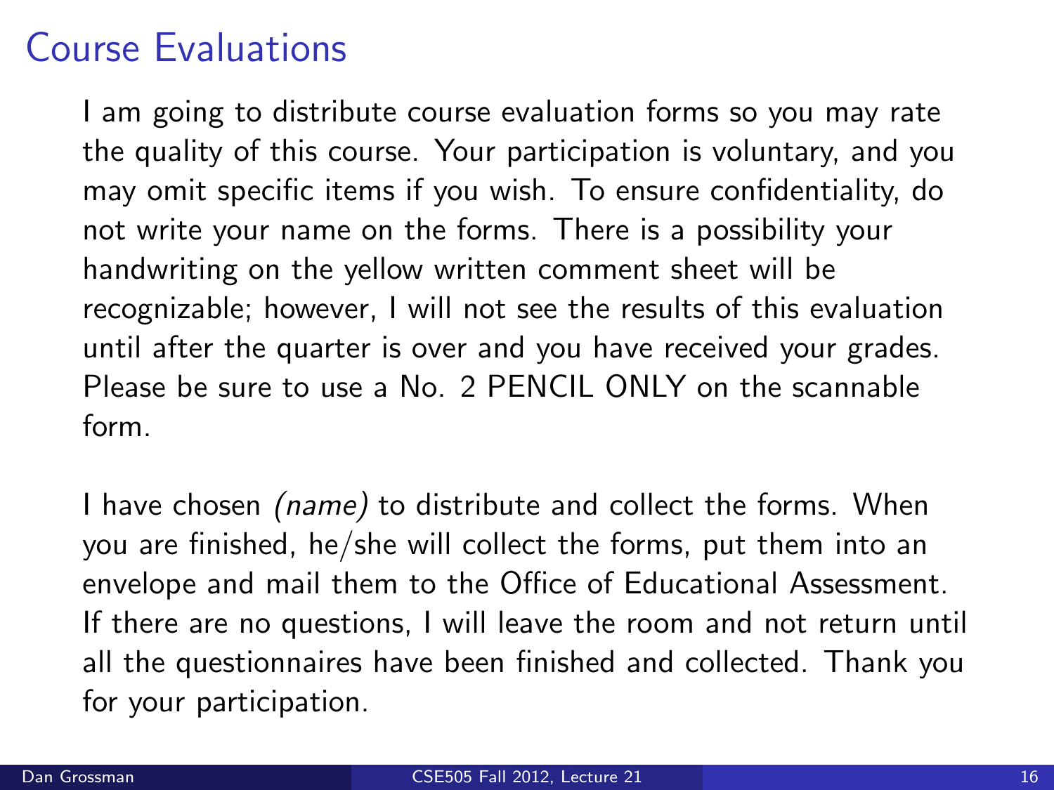# Course Evaluations

I am going to distribute course evaluation forms so you may rate the quality of this course. Your participation is voluntary, and you may omit specific items if you wish. To ensure confidentiality, do not write your name on the forms. There is a possibility your handwriting on the yellow written comment sheet will be recognizable; however, I will not see the results of this evaluation until after the quarter is over and you have received your grades. Please be sure to use a No. 2 PENCIL ONLY on the scannable form.

I have chosen *(name)* to distribute and collect the forms. When you are finished, he/she will collect the forms, put them into an envelope and mail them to the Office of Educational Assessment. If there are no questions, I will leave the room and not return until all the questionnaires have been finished and collected. Thank you for your participation.